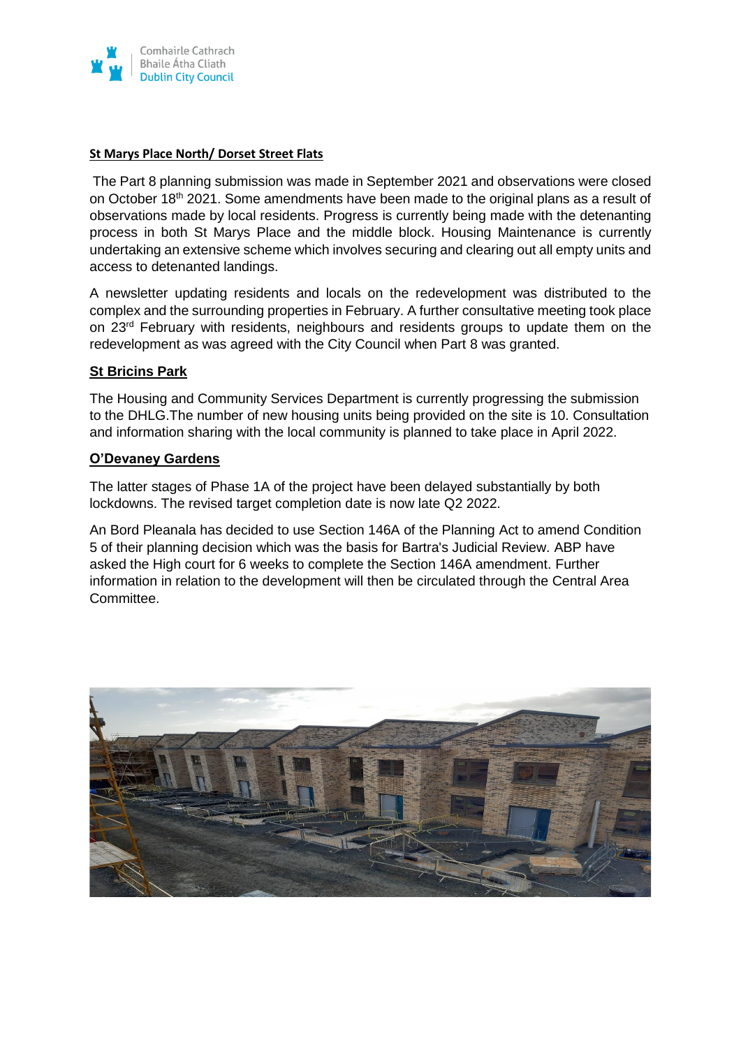Comhairle Cathrach Bhaile Átha Cliath
Dublin City Council

## St Marys Place North/ Dorset Street Flats

The Part 8 planning submission was made in September 2021 and observations were closed on October 18th 2021. Some amendments have been made to the original plans as a result of observations made by local residents. Progress is currently being made with the detenanting process in both St Marys Place and the middle block. Housing Maintenance is currently undertaking an extensive scheme which involves securing and clearing out all empty units and access to detenanted landings.

A newsletter updating residents and locals on the redevelopment was distributed to the complex and the surrounding properties in February. A further consultative meeting took place on 23rd February with residents, neighbours and residents groups to update them on the redevelopment as was agreed with the City Council when Part 8 was granted.

## St Bricins Park

The Housing and Community Services Department is currently progressing the submission to the DHLG.The number of new housing units being provided on the site is 10. Consultation and information sharing with the local community is planned to take place in April 2022.

## O'Devaney Gardens

The latter stages of Phase 1A of the project have been delayed substantially by both lockdowns. The revised target completion date is now late Q2 2022.

An Bord Pleanala has decided to use Section 146A of the Planning Act to amend Condition 5 of their planning decision which was the basis for Bartra's Judicial Review. ABP have asked the High court for 6 weeks to complete the Section 146A amendment. Further information in relation to the development will then be circulated through the Central Area Committee.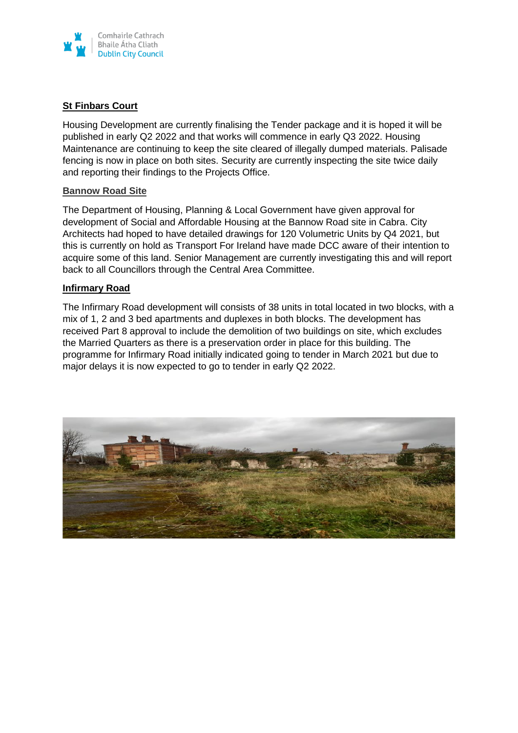## St Finbars Court

Housing Development are currently finalising the Tender package and it is hoped it will be published in early Q2 2022 and that works will commence in early Q3 2022. Housing Maintenance are continuing to keep the site cleared of illegally dumped materials. Palisade fencing is now in place on both sites. Security are currently inspecting the site twice daily and reporting their findings to the Projects Office.

## Bannow Road Site

The Department of Housing, Planning & Local Government have given approval for development of Social and Affordable Housing at the Bannow Road site in Cabra. City Architects had hoped to have detailed drawings for 120 Volumetric Units by Q4 2021, but this is currently on hold as Transport For Ireland have made DCC aware of their intention to acquire some of this land. Senior Management are currently investigating this and will report back to all Councillors through the Central Area Committee.

## Infirmary Road

The Infirmary Road development will consists of 38 units in total located in two blocks, with a mix of 1, 2 and 3 bed apartments and duplexes in both blocks. The development has received Part 8 approval to include the demolition of two buildings on site, which excludes the Married Quarters as there is a preservation order in place for this building. The programme for Infirmary Road initially indicated going to tender in March 2021 but due to major delays it is now expected to go to tender in early Q2 2022.